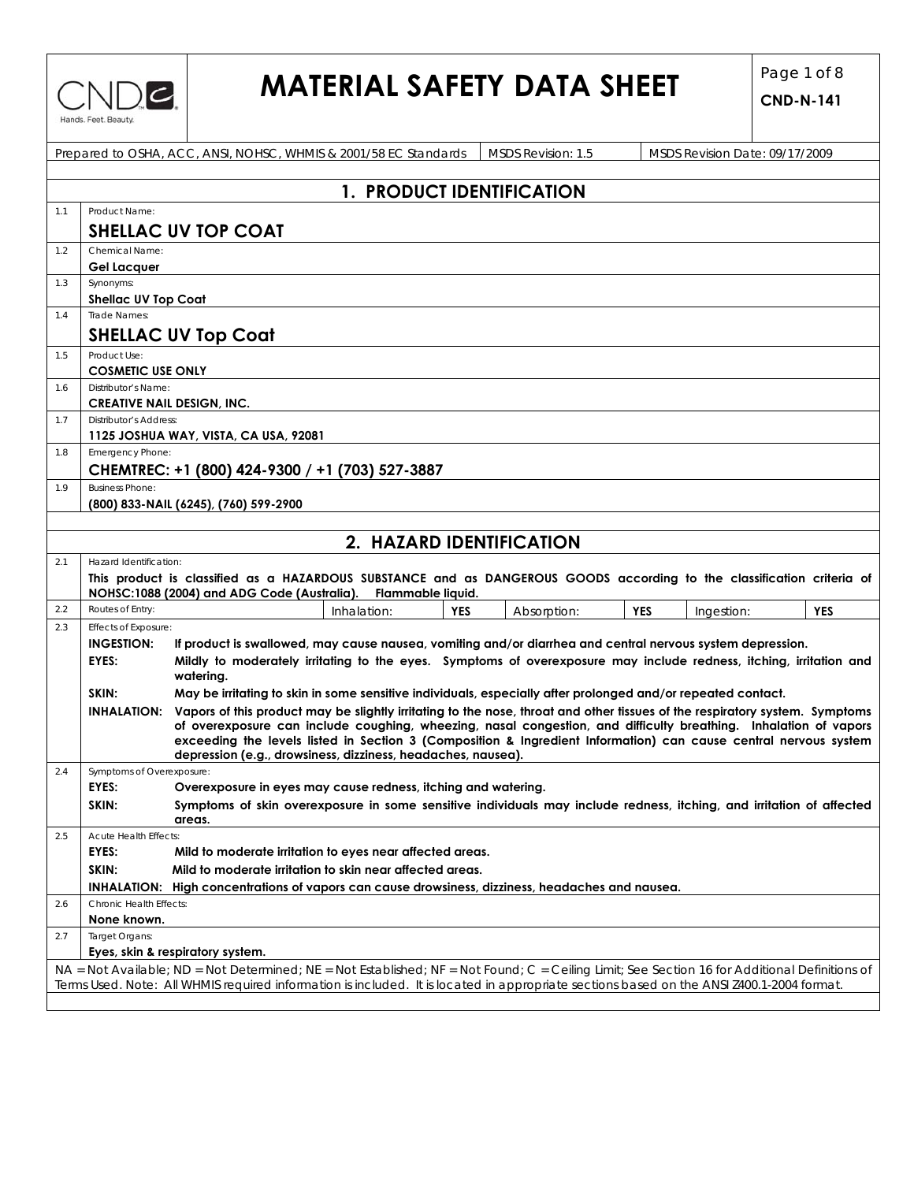# MATERIAL SAFETY DATA SHEET

**CND-N-141**

Prepared to OSHA, ACC, ANSI, NOHSC, WHMIS & 2001/58 EC Standards | MSDS Revision: 1.5 | MSDS Revision Date: 09/17/2009

## 1. PRODUCT IDENTIFICATION

**1.1** Product Name:
**SHELLAC UV TOP COAT**

**1.2** Chemical Name:
**Gel Lacquer**

**1.3** Synonyms:
**Shellac UV Top Coat**

**1.4** Trade Names:
**SHELLAC UV Top Coat**

**1.5** Product Use:
**COSMETIC USE ONLY**

**1.6** Distributor's Name:
**CREATIVE NAIL DESIGN, INC.**

**1.7** Distributor's Address:
**1125 JOSHUA WAY, VISTA, CA USA, 92081**

**1.8** Emergency Phone:
**CHEMTREC: +1 (800) 424-9300 / +1 (703) 527-3887**

**1.9** Business Phone:
**(800) 833-NAIL (6245), (760) 599-2900**

## 2. HAZARD IDENTIFICATION

**2.1** Hazard Identification:
**This product is classified as a HAZARDOUS SUBSTANCE and as DANGEROUS GOODS according to the classification criteria of NOHSC:1088 (2004) and ADG Code (Australia). Flammable liquid.**

**2.2** Routes of Entry:

| Inhalation: | YES | Absorption: | YES | Ingestion: | YES |
|---|---|---|---|---|---|

**2.3** Effects of Exposure:

**INGESTION:** **If product is swallowed, may cause nausea, vomiting and/or diarrhea and central nervous system depression.**

**EYES:** **Mildly to moderately irritating to the eyes. Symptoms of overexposure may include redness, itching, irritation and watering.**

**SKIN:** **May be irritating to skin in some sensitive individuals, especially after prolonged and/or repeated contact.**

**INHALATION:** **Vapors of this product may be slightly irritating to the nose, throat and other tissues of the respiratory system. Symptoms of overexposure can include coughing, wheezing, nasal congestion, and difficulty breathing. Inhalation of vapors exceeding the levels listed in Section 3 (Composition & Ingredient Information) can cause central nervous system depression (e.g., drowsiness, dizziness, headaches, nausea).**

**2.4** Symptoms of Overexposure:

**EYES:** **Overexposure in eyes may cause redness, itching and watering.**

**SKIN:** **Symptoms of skin overexposure in some sensitive individuals may include redness, itching, and irritation of affected areas.**

**2.5** Acute Health Effects:

**EYES:** **Mild to moderate irritation to eyes near affected areas.**

**SKIN:** **Mild to moderate irritation to skin near affected areas.**

**INHALATION:** **High concentrations of vapors can cause drowsiness, dizziness, headaches and nausea.**

**2.6** Chronic Health Effects:
**None known.**

**2.7** Target Organs:
**Eyes, skin & respiratory system.**

NA = Not Available; ND = Not Determined; NE = Not Established; NF = Not Found; C = Ceiling Limit; See Section 16 for Additional Definitions of Terms Used. Note: All WHMIS required information is included. It is located in appropriate sections based on the ANSI Z400.1-2004 format.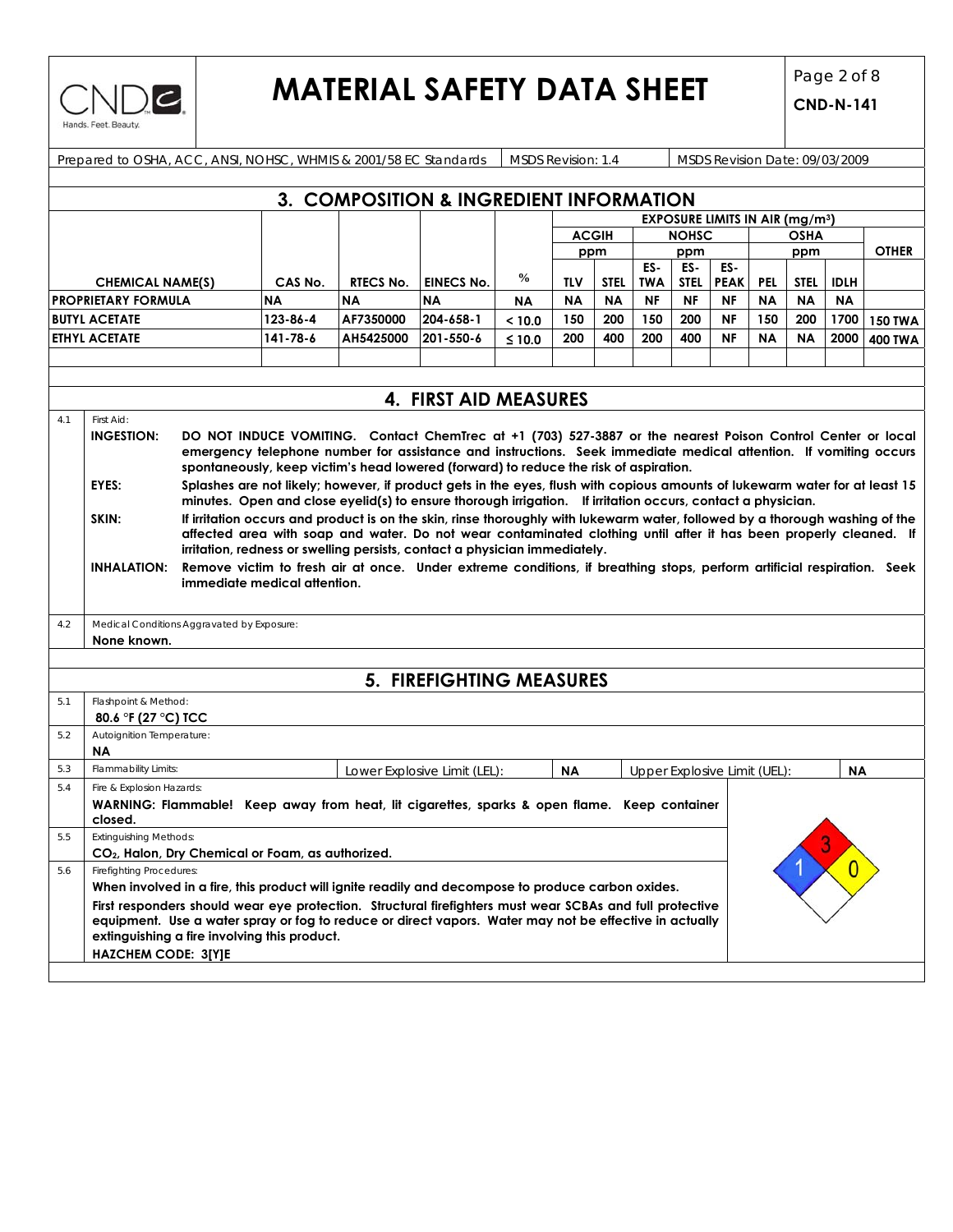Prepared to OSHA, ACC, ANSI, NOHSC, WHMIS & 2001/58 EC Standards | MSDS Revision: 1.4 | MSDS Revision Date: 09/03/2009

## 3. COMPOSITION & INGREDIENT INFORMATION

| | | | | | EXPOSURE LIMITS IN AIR (mg/m³) | | | | | | | | | |
|---|---|---|---|---|---|---|---|---|---|---|---|---|---|
| | | | | | ACGIH | | NOHSC | | | OSHA | | | |
| | | | | | ppm | | ppm | | | ppm | | | OTHER |
| CHEMICAL NAME(S) | CAS No. | RTECS No. | EINECS No. | % | TLV | STEL | ES-TWA | ES-STEL | ES-PEAK | PEL | STEL | IDLH | |
| PROPRIETARY FORMULA | NA | NA | NA | NA | NA | NA | NF | NF | NF | NA | NA | NA | |
| BUTYL ACETATE | 123-86-4 | AF7350000 | 204-658-1 | < 10.0 | 150 | 200 | 150 | 200 | NF | 150 | 200 | 1700 | 150 TWA |
| ETHYL ACETATE | 141-78-6 | AH5425000 | 201-550-6 | ≤ 10.0 | 200 | 400 | 200 | 400 | NF | NA | NA | 2000 | 400 TWA |

## 4. FIRST AID MEASURES

4.1 First Aid:

**INGESTION:** **DO NOT INDUCE VOMITING. Contact ChemTrec at +1 (703) 527-3887 or the nearest Poison Control Center or local emergency telephone number for assistance and instructions. Seek immediate medical attention. If vomiting occurs spontaneously, keep victim's head lowered (forward) to reduce the risk of aspiration.**

**EYES:** **Splashes are not likely; however, if product gets in the eyes, flush with copious amounts of lukewarm water for at least 15 minutes. Open and close eyelid(s) to ensure thorough irrigation. If irritation occurs, contact a physician.**

**SKIN:** **If irritation occurs and product is on the skin, rinse thoroughly with lukewarm water, followed by a thorough washing of the affected area with soap and water. Do not wear contaminated clothing until after it has been properly cleaned. If irritation, redness or swelling persists, contact a physician immediately.**

**INHALATION:** **Remove victim to fresh air at once. Under extreme conditions, if breathing stops, perform artificial respiration. Seek immediate medical attention.**

4.2 Medical Conditions Aggravated by Exposure:
**None known.**

## 5. FIREFIGHTING MEASURES

5.1 Flashpoint & Method:
**80.6 °F (27 °C) TCC**

5.2 Autoignition Temperature:
**NA**

5.3 Flammability Limits: Lower Explosive Limit (LEL): **NA** Upper Explosive Limit (UEL): **NA**

5.4 Fire & Explosion Hazards:
**WARNING: Flammable! Keep away from heat, lit cigarettes, sparks & open flame. Keep container closed.**

5.5 Extinguishing Methods:
**$CO_2$, Halon, Dry Chemical or Foam, as authorized.**

5.6 Firefighting Procedures:
**When involved in a fire, this product will ignite readily and decompose to produce carbon oxides.**

**First responders should wear eye protection. Structural firefighters must wear SCBAs and full protective equipment. Use a water spray or fog to reduce or direct vapors. Water may not be effective in actually extinguishing a fire involving this product.**

**HAZCHEM CODE: 3[Y]E**

NFPA: Health 1, Flammability 3, Reactivity 0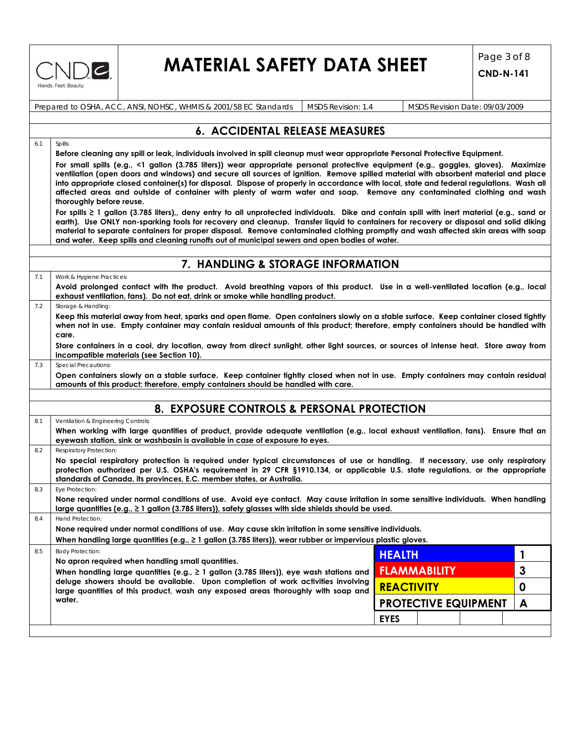Prepared to OSHA, ACC, ANSI, NOHSC, WHMIS & 2001/58 EC Standards | MSDS Revision: 1.4 | MSDS Revision Date: 09/03/2009

## 6. ACCIDENTAL RELEASE MEASURES

**6.1 Spills:**

**Before cleaning any spill or leak, individuals involved in spill cleanup must wear appropriate Personal Protective Equipment.**

**For small spills (e.g., <1 gallon (3.785 liters)) wear appropriate personal protective equipment (e.g., goggles, gloves). Maximize ventilation (open doors and windows) and secure all sources of ignition. Remove spilled material with absorbent material and place into appropriate closed container(s) for disposal. Dispose of properly in accordance with local, state and federal regulations. Wash all affected areas and outside of container with plenty of warm water and soap. Remove any contaminated clothing and wash thoroughly before reuse.**

**For spills ≥ 1 gallon (3.785 liters),, deny entry to all unprotected individuals. Dike and contain spill with inert material (e.g., sand or earth). Use ONLY non-sparking tools for recovery and cleanup. Transfer liquid to containers for recovery or disposal and solid diking material to separate containers for proper disposal. Remove contaminated clothing promptly and wash affected skin areas with soap and water. Keep spills and cleaning runoffs out of municipal sewers and open bodies of water.**

## 7. HANDLING & STORAGE INFORMATION

**7.1 Work & Hygiene Practices:**

**Avoid prolonged contact with the product. Avoid breathing vapors of this product. Use in a well-ventilated location (e.g., local exhaust ventilation, fans). Do not eat, drink or smoke while handling product.**

**7.2 Storage & Handling:**

**Keep this material away from heat, sparks and open flame. Open containers slowly on a stable surface. Keep container closed tightly when not in use. Empty container may contain residual amounts of this product; therefore, empty containers should be handled with care.**

**Store containers in a cool, dry location, away from direct sunlight, other light sources, or sources of intense heat. Store away from incompatible materials (see Section 10).**

**7.3 Special Precautions:**

**Open containers slowly on a stable surface. Keep container tightly closed when not in use. Empty containers may contain residual amounts of this product; therefore, empty containers should be handled with care.**

## 8. EXPOSURE CONTROLS & PERSONAL PROTECTION

**8.1 Ventilation & Engineering Controls:**

**When working with large quantities of product, provide adequate ventilation (e.g., local exhaust ventilation, fans). Ensure that an eyewash station, sink or washbasin is available in case of exposure to eyes.**

**8.2 Respiratory Protection:**

**No special respiratory protection is required under typical circumstances of use or handling. If necessary, use only respiratory protection authorized per U.S. OSHA's requirement in 29 CFR §1910.134, or applicable U.S. state regulations, or the appropriate standards of Canada, its provinces, E.C. member states, or Australia.**

**8.3 Eye Protection:**

**None required under normal conditions of use. Avoid eye contact. May cause irritation in some sensitive individuals. When handling large quantities (e.g., ≥ 1 gallon (3.785 liters)), safety glasses with side shields should be used.**

**8.4 Hand Protection:**

**None required under normal conditions of use. May cause skin irritation in some sensitive individuals.**

**When handling large quantities (e.g., ≥ 1 gallon (3.785 liters)), wear rubber or impervious plastic gloves.**

**8.5 Body Protection:**

**No apron required when handling small quantities.**

**When handling large quantities (e.g., ≥ 1 gallon (3.785 liters)), eye wash stations and deluge showers should be available. Upon completion of work activities involving large quantities of this product, wash any exposed areas thoroughly with soap and water.**

| | |
|---|---|
| HEALTH | 1 |
| FLAMMABILITY | 3 |
| REACTIVITY | 0 |
| PROTECTIVE EQUIPMENT | A |
| EYES | |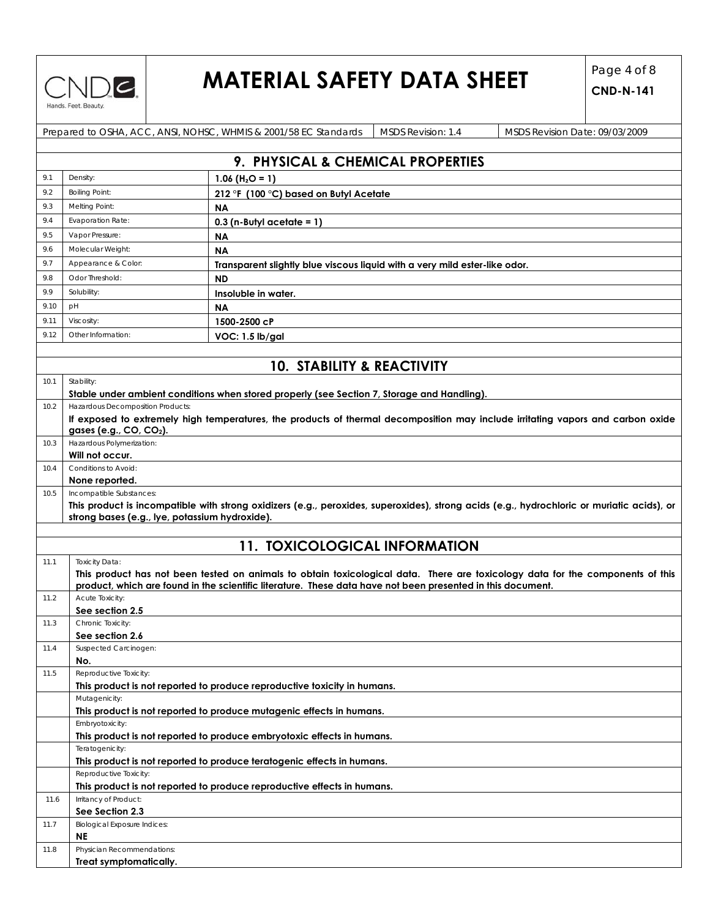# MATERIAL SAFETY DATA SHEET

**CND-N-141**

| Prepared to OSHA, ACC, ANSI, NOHSC, WHMIS & 2001/58 EC Standards | MSDS Revision: 1.4 | MSDS Revision Date: 09/03/2009 |
|---|---|---|

## 9. PHYSICAL & CHEMICAL PROPERTIES

| | | |
|---|---|---|
| 9.1 | Density: | **1.06 ($H_2O$ = 1)** |
| 9.2 | Boiling Point: | **212 °F (100 °C) based on Butyl Acetate** |
| 9.3 | Melting Point: | **NA** |
| 9.4 | Evaporation Rate: | **0.3 (n-Butyl acetate = 1)** |
| 9.5 | Vapor Pressure: | **NA** |
| 9.6 | Molecular Weight: | **NA** |
| 9.7 | Appearance & Color: | **Transparent slightly blue viscous liquid with a very mild ester-like odor.** |
| 9.8 | Odor Threshold: | **ND** |
| 9.9 | Solubility: | **Insoluble in water.** |
| 9.10 | pH | **NA** |
| 9.11 | Viscosity: | **1500-2500 cP** |
| 9.12 | Other Information: | **VOC: 1.5 lb/gal** |

## 10. STABILITY & REACTIVITY

| | |
|---|---|
| 10.1 | Stability:<br>**Stable under ambient conditions when stored properly (see Section 7, Storage and Handling).** |
| 10.2 | Hazardous Decomposition Products:<br>**If exposed to extremely high temperatures, the products of thermal decomposition may include irritating vapors and carbon oxide gases (e.g., CO, $CO_2$).** |
| 10.3 | Hazardous Polymerization:<br>**Will not occur.** |
| 10.4 | Conditions to Avoid:<br>**None reported.** |
| 10.5 | Incompatible Substances:<br>**This product is incompatible with strong oxidizers (e.g., peroxides, superoxides), strong acids (e.g., hydrochloric or muriatic acids), or strong bases (e.g., lye, potassium hydroxide).** |

## 11. TOXICOLOGICAL INFORMATION

| | |
|---|---|
| 11.1 | Toxicity Data:<br>**This product has not been tested on animals to obtain toxicological data. There are toxicology data for the components of this product, which are found in the scientific literature. These data have not been presented in this document.** |
| 11.2 | Acute Toxicity:<br>**See section 2.5** |
| 11.3 | Chronic Toxicity:<br>**See section 2.6** |
| 11.4 | Suspected Carcinogen:<br>**No.** |
| 11.5 | Reproductive Toxicity:<br>**This product is not reported to produce reproductive toxicity in humans.** |
| | Mutagenicity:<br>**This product is not reported to produce mutagenic effects in humans.** |
| | Embryotoxicity:<br>**This product is not reported to produce embryotoxic effects in humans.** |
| | Teratogenicity:<br>**This product is not reported to produce teratogenic effects in humans.** |
| | Reproductive Toxicity:<br>**This product is not reported to produce reproductive effects in humans.** |
| 11.6 | Irritancy of Product:<br>**See Section 2.3** |
| 11.7 | Biological Exposure Indices:<br>**NE** |
| 11.8 | Physician Recommendations:<br>**Treat symptomatically.** |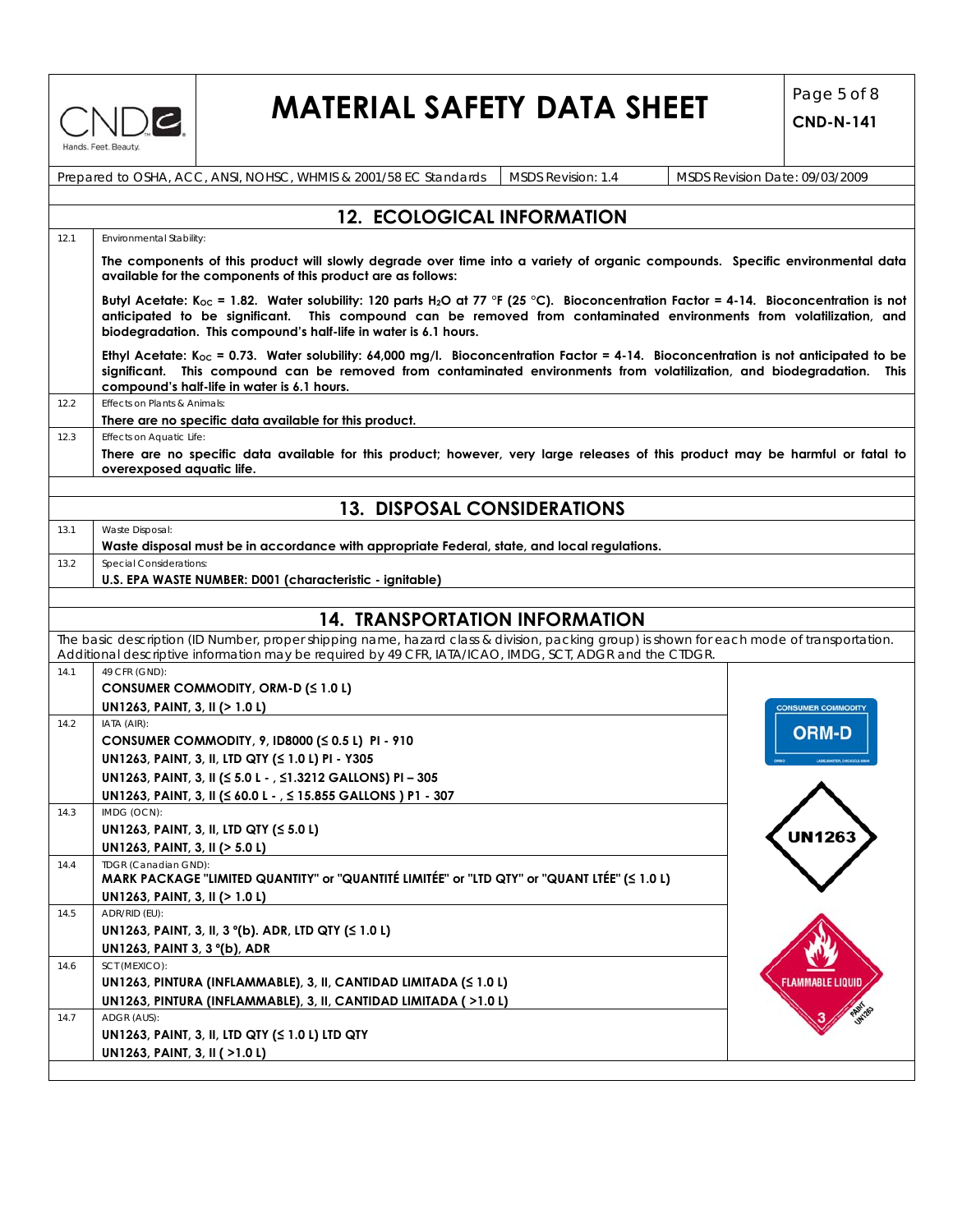# MATERIAL SAFETY DATA SHEET

**CND-N-141**

Prepared to OSHA, ACC, ANSI, NOHSC, WHMIS & 2001/58 EC Standards | MSDS Revision: 1.4 | MSDS Revision Date: 09/03/2009

## 12. ECOLOGICAL INFORMATION

**12.1** Environmental Stability:

**The components of this product will slowly degrade over time into a variety of organic compounds. Specific environmental data available for the components of this product are as follows:**

**Butyl Acetate: $K_{OC}$ = 1.82. Water solubility: 120 parts $H_2O$ at 77 °F (25 °C). Bioconcentration Factor = 4-14. Bioconcentration is not anticipated to be significant. This compound can be removed from contaminated environments from volatilization, and biodegradation. This compound's half-life in water is 6.1 hours.**

**Ethyl Acetate: $K_{OC}$ = 0.73. Water solubility: 64,000 mg/l. Bioconcentration Factor = 4-14. Bioconcentration is not anticipated to be significant. This compound can be removed from contaminated environments from volatilization, and biodegradation. This compound's half-life in water is 6.1 hours.**

**12.2** Effects on Plants & Animals:

**There are no specific data available for this product.**

**12.3** Effects on Aquatic Life:

**There are no specific data available for this product; however, very large releases of this product may be harmful or fatal to overexposed aquatic life.**

## 13. DISPOSAL CONSIDERATIONS

**13.1** Waste Disposal:

**Waste disposal must be in accordance with appropriate Federal, state, and local regulations.**

**13.2** Special Considerations:

**U.S. EPA WASTE NUMBER: D001 (characteristic - ignitable)**

## 14. TRANSPORTATION INFORMATION

The basic description (ID Number, proper shipping name, hazard class & division, packing group) is shown for each mode of transportation. Additional descriptive information may be required by 49 CFR, IATA/ICAO, IMDG, SCT, ADGR and the CTDGR.

**14.1** 49 CFR (GND):

**CONSUMER COMMODITY, ORM-D (≤ 1.0 L)**
**UN1263, PAINT, 3, II (> 1.0 L)**

**14.2** IATA (AIR):

**CONSUMER COMMODITY, 9, ID8000 (≤ 0.5 L) PI - 910**
**UN1263, PAINT, 3, II, LTD QTY (≤ 1.0 L) PI - Y305**
**UN1263, PAINT, 3, II (≤ 5.0 L - , ≤1.3212 GALLONS) PI – 305**
**UN1263, PAINT, 3, II (≤ 60.0 L - , ≤ 15.855 GALLONS ) P1 - 307**

**14.3** IMDG (OCN):

**UN1263, PAINT, 3, II, LTD QTY (≤ 5.0 L)**
**UN1263, PAINT, 3, II (> 5.0 L)**

**14.4** TDGR (Canadian GND):

**MARK PACKAGE "LIMITED QUANTITY" or "QUANTITÉ LIMITÉE" or "LTD QTY" or "QUANT LTÉE" (≤ 1.0 L)**
**UN1263, PAINT, 3, II (> 1.0 L)**

**14.5** ADR/RID (EU):

**UN1263, PAINT, 3, II, 3 °(b). ADR, LTD QTY (≤ 1.0 L)**
**UN1263, PAINT 3, 3 °(b), ADR**

**14.6** SCT (MEXICO):

**UN1263, PINTURA (INFLAMMABLE), 3, II, CANTIDAD LIMITADA (≤ 1.0 L)**
**UN1263, PINTURA (INFLAMMABLE), 3, II, CANTIDAD LIMITADA ( >1.0 L)**

**14.7** ADGR (AUS):

**UN1263, PAINT, 3, II, LTD QTY (≤ 1.0 L) LTD QTY**
**UN1263, PAINT, 3, II ( >1.0 L)**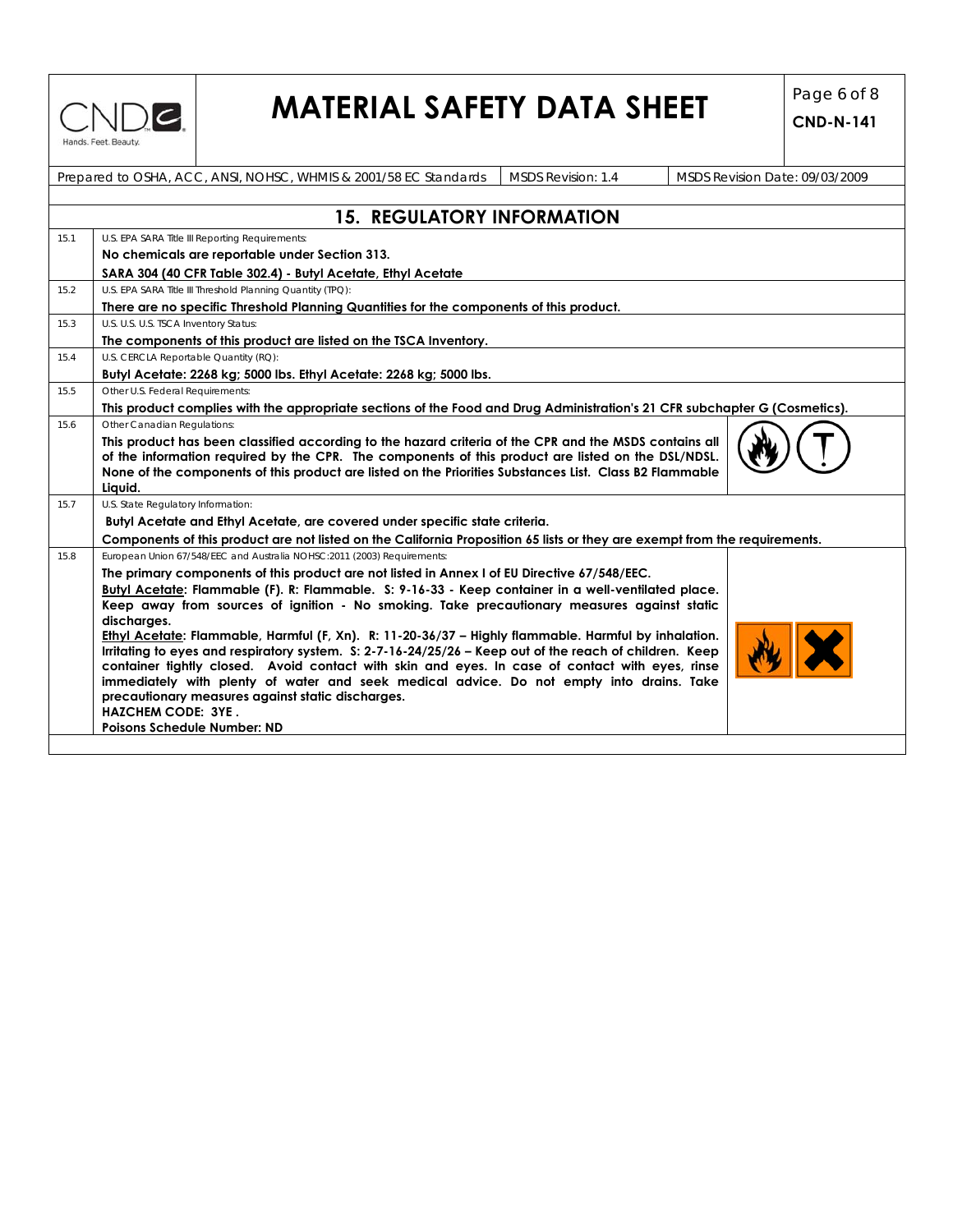## 15. REGULATORY INFORMATION

| | |
|---|---|
| 15.1 | U.S. EPA SARA Title III Reporting Requirements:<br>**No chemicals are reportable under Section 313.**<br>**SARA 304 (40 CFR Table 302.4) - Butyl Acetate, Ethyl Acetate** |
| 15.2 | U.S. EPA SARA Title III Threshold Planning Quantity (TPQ):<br>**There are no specific Threshold Planning Quantities for the components of this product.** |
| 15.3 | U.S. U.S. U.S. TSCA Inventory Status:<br>**The components of this product are listed on the TSCA Inventory.** |
| 15.4 | U.S. CERCLA Reportable Quantity (RQ):<br>**Butyl Acetate: 2268 kg; 5000 lbs. Ethyl Acetate: 2268 kg; 5000 lbs.** |
| 15.5 | Other U.S. Federal Requirements:<br>**This product complies with the appropriate sections of the Food and Drug Administration's 21 CFR subchapter G (Cosmetics).** |
| 15.6 | Other Canadian Regulations:<br>**This product has been classified according to the hazard criteria of the CPR and the MSDS contains all of the information required by the CPR. The components of this product are listed on the DSL/NDSL. None of the components of this product are listed on the Priorities Substances List. Class B2 Flammable Liquid.** |
| 15.7 | U.S. State Regulatory Information:<br>**Butyl Acetate and Ethyl Acetate, are covered under specific state criteria.**<br>**Components of this product are not listed on the California Proposition 65 lists or they are exempt from the requirements.** |
| 15.8 | European Union 67/548/EEC and Australia NOHSC:2011 (2003) Requirements:<br>**The primary components of this product are not listed in Annex I of EU Directive 67/548/EEC.**<br>**<u>Butyl Acetate</u>: Flammable (F). R: Flammable. S: 9-16-33 - Keep container in a well-ventilated place. Keep away from sources of ignition - No smoking. Take precautionary measures against static discharges.**<br>**<u>Ethyl Acetate</u>: Flammable, Harmful (F, Xn). R: 11-20-36/37 – Highly flammable. Harmful by inhalation. Irritating to eyes and respiratory system. S: 2-7-16-24/25/26 – Keep out of the reach of children. Keep container tightly closed. Avoid contact with skin and eyes. In case of contact with eyes, rinse immediately with plenty of water and seek medical advice. Do not empty into drains. Take precautionary measures against static discharges.**<br>**HAZCHEM CODE: 3YE .**<br>**Poisons Schedule Number: ND** |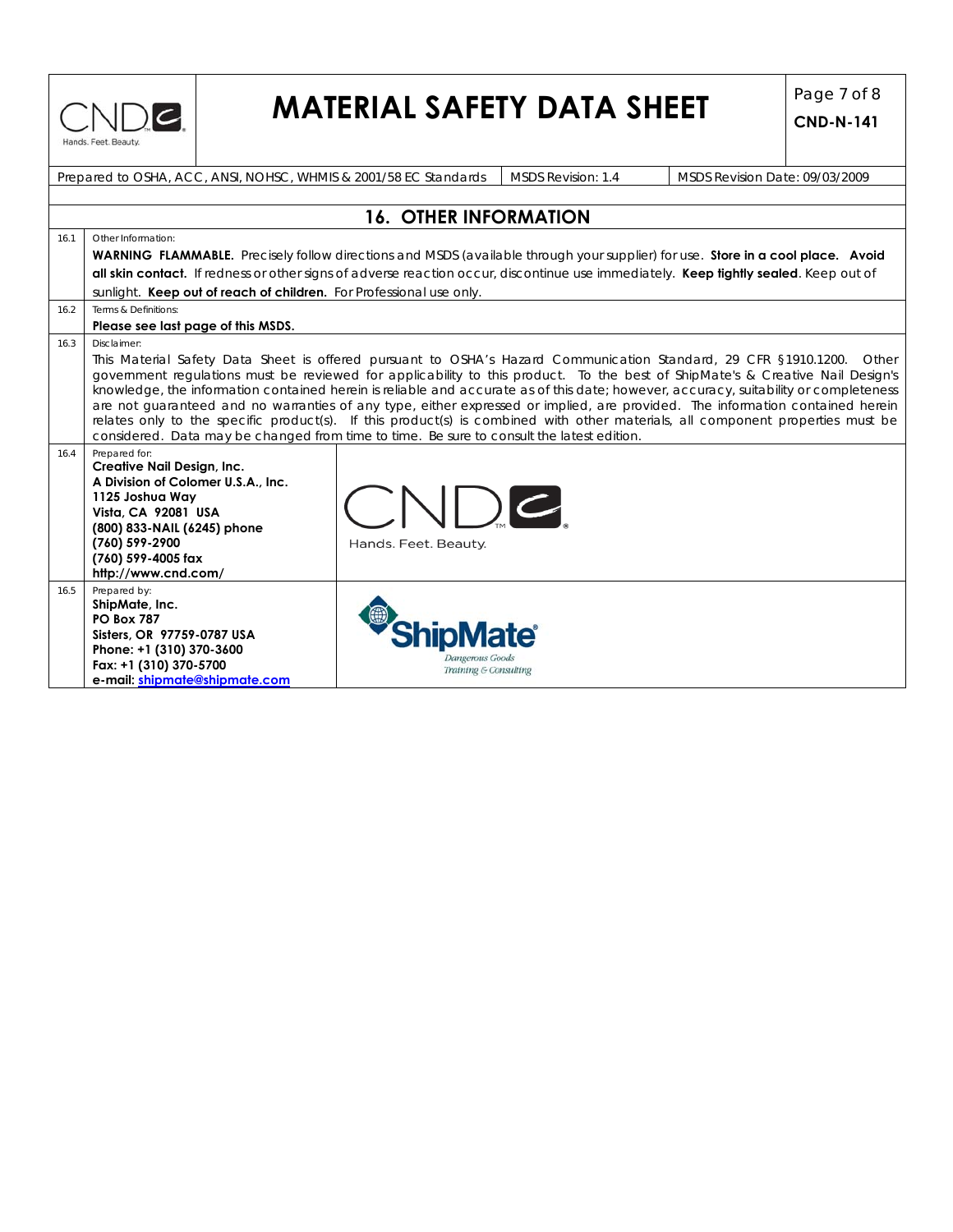# MATERIAL SAFETY DATA SHEET

**CND-N-141**

| Prepared to OSHA, ACC, ANSI, NOHSC, WHMIS & 2001/58 EC Standards | MSDS Revision: 1.4 | MSDS Revision Date: 09/03/2009 |
|---|---|---|

## 16. OTHER INFORMATION

**16.1** Other Information:

**WARNING FLAMMABLE.** Precisely follow directions and MSDS (available through your supplier) for use. **Store in a cool place. Avoid all skin contact.** If redness or other signs of adverse reaction occur, discontinue use immediately. **Keep tightly sealed**. Keep out of sunlight. **Keep out of reach of children.** For Professional use only.

**16.2** Terms & Definitions:

**Please see last page of this MSDS.**

**16.3** Disclaimer:

This Material Safety Data Sheet is offered pursuant to OSHA's Hazard Communication Standard, 29 CFR §1910.1200. Other government regulations must be reviewed for applicability to this product. To the best of ShipMate's & Creative Nail Design's knowledge, the information contained herein is reliable and accurate as of this date; however, accuracy, suitability or completeness are not guaranteed and no warranties of any type, either expressed or implied, are provided. The information contained herein relates only to the specific product(s). If this product(s) is combined with other materials, all component properties must be considered. Data may be changed from time to time. Be sure to consult the latest edition.

**16.4** Prepared for:

**Creative Nail Design, Inc.**
**A Division of Colomer U.S.A., Inc.**
**1125 Joshua Way**
**Vista, CA 92081 USA**
**(800) 833-NAIL (6245) phone**
**(760) 599-2900**
**(760) 599-4005 fax**
**http://www.cnd.com/**

CND Hands. Feet. Beauty.

**16.5** Prepared by:

**ShipMate, Inc.**
**PO Box 787**
**Sisters, OR 97759-0787 USA**
**Phone: +1 (310) 370-3600**
**Fax: +1 (310) 370-5700**
**e-mail: shipmate@shipmate.com**

ShipMate® Dangerous Goods Training & Consulting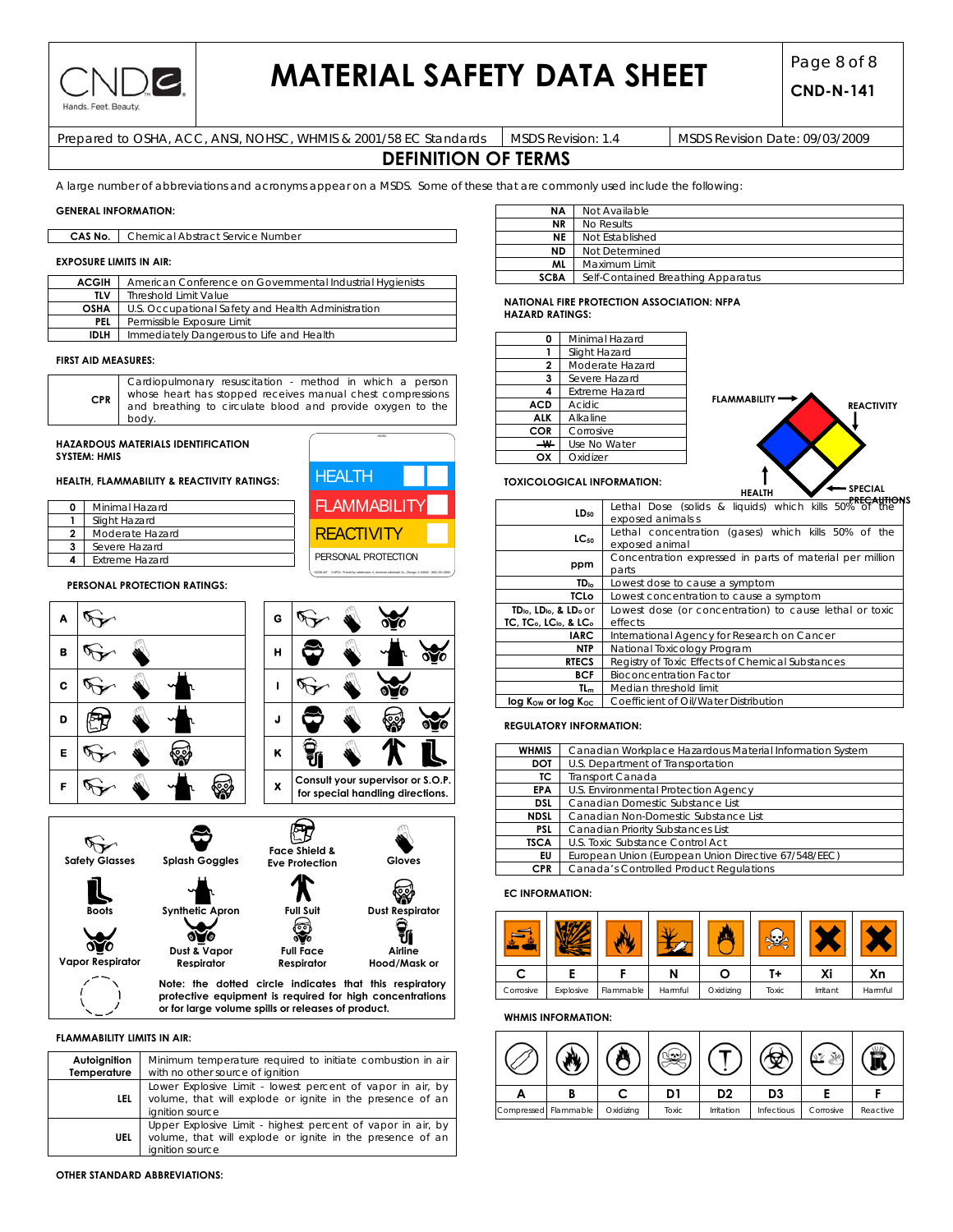# MATERIAL SAFETY DATA SHEET

CND-N-141

| Prepared to OSHA, ACC, ANSI, NOHSC, WHMIS & 2001/58 EC Standards | MSDS Revision: 1.4 | MSDS Revision Date: 09/03/2009 |
|---|---|---|

## DEFINITION OF TERMS

A large number of abbreviations and acronyms appear on a MSDS. Some of these that are commonly used include the following:

### GENERAL INFORMATION:

| | |
|---|---|
| CAS No. | Chemical Abstract Service Number |

### EXPOSURE LIMITS IN AIR:

| | |
|---|---|
| ACGIH | American Conference on Governmental Industrial Hygienists |
| TLV | Threshold Limit Value |
| OSHA | U.S. Occupational Safety and Health Administration |
| PEL | Permissible Exposure Limit |
| IDLH | Immediately Dangerous to Life and Health |

### FIRST AID MEASURES:

| | |
|---|---|
| CPR | Cardiopulmonary resuscitation - method in which a person whose heart has stopped receives manual chest compressions and breathing to circulate blood and provide oxygen to the body. |

### HAZARDOUS MATERIALS IDENTIFICATION SYSTEM: HMIS

### HEALTH, FLAMMABILITY & REACTIVITY RATINGS:

HEALTH
FLAMMABILITY
REACTIVITY
PERSONAL PROTECTION

| | |
|---|---|
| 0 | Minimal Hazard |
| 1 | Slight Hazard |
| 2 | Moderate Hazard |
| 3 | Severe Hazard |
| 4 | Extreme Hazard |

### PERSONAL PROTECTION RATINGS:

| | |
|---|---|
| A | Safety Glasses |
| B | Safety Glasses, Gloves |
| C | Safety Glasses, Gloves, Synthetic Apron |
| D | Face Shield & Eye Protection, Gloves, Synthetic Apron |
| E | Safety Glasses, Gloves, Dust Respirator |
| F | Safety Glasses, Gloves, Synthetic Apron, Dust Respirator |
| G | Safety Glasses, Gloves, Vapor Respirator |
| H | Splash Goggles, Gloves, Synthetic Apron, Vapor Respirator |
| I | Safety Glasses, Gloves, Dust & Vapor Respirator |
| J | Splash Goggles, Gloves, Dust Respirator, Vapor Respirator |
| K | Airline Hood/Mask, Gloves, Full Suit, Boots |
| X | Consult your supervisor or S.O.P. for special handling directions. |

Safety Glasses
Splash Goggles
Face Shield & Eye Protection
Gloves
Boots
Synthetic Apron
Full Suit
Dust Respirator
Vapor Respirator
Dust & Vapor Respirator
Full Face Respirator
Airline Hood/Mask or

Note: the dotted circle indicates that this respiratory protective equipment is required for high concentrations or for large volume spills or releases of product.

### FLAMMABILITY LIMITS IN AIR:

| | |
|---|---|
| Autoignition Temperature | Minimum temperature required to initiate combustion in air with no other source of ignition |
| LEL | Lower Explosive Limit - lowest percent of vapor in air, by volume, that will explode or ignite in the presence of an ignition source |
| UEL | Upper Explosive Limit - highest percent of vapor in air, by volume, that will explode or ignite in the presence of an ignition source |

### OTHER STANDARD ABBREVIATIONS:

| | |
|---|---|
| NA | Not Available |
| NR | No Results |
| NE | Not Established |
| ND | Not Determined |
| ML | Maximum Limit |
| SCBA | Self-Contained Breathing Apparatus |

### NATIONAL FIRE PROTECTION ASSOCIATION: NFPA HAZARD RATINGS:

| | |
|---|---|
| 0 | Minimal Hazard |
| 1 | Slight Hazard |
| 2 | Moderate Hazard |
| 3 | Severe Hazard |
| 4 | Extreme Hazard |
| ACD | Acidic |
| ALK | Alkaline |
| COR | Corrosive |
| ~~W~~ | Use No Water |
| OX | Oxidizer |

FLAMMABILITY
REACTIVITY
HEALTH
SPECIAL PRECAUTIONS

### TOXICOLOGICAL INFORMATION:

| | |
|---|---|
| $LD_{50}$ | Lethal Dose (solids & liquids) which kills 50% of the exposed animals |
| $LC_{50}$ | Lethal concentration (gases) which kills 50% of the exposed animal |
| ppm | Concentration expressed in parts of material per million parts |
| $TD_{lo}$ | Lowest dose to cause a symptom |
| TCLo | Lowest concentration to cause a symptom |
| $TD_{lo}$, $LD_{lo}$, & $LD_{o}$ or TC, $TC_{o}$, $LC_{lo}$, & $LC_{o}$ | Lowest dose (or concentration) to cause lethal or toxic effects |
| IARC | International Agency for Research on Cancer |
| NTP | National Toxicology Program |
| RTECS | Registry of Toxic Effects of Chemical Substances |
| BCF | Bioconcentration Factor |
| $TL_{m}$ | Median threshold limit |
| log $K_{OW}$ or log $K_{OC}$ | Coefficient of Oil/Water Distribution |

### REGULATORY INFORMATION:

| | |
|---|---|
| WHMIS | Canadian Workplace Hazardous Material Information System |
| DOT | U.S. Department of Transportation |
| TC | Transport Canada |
| EPA | U.S. Environmental Protection Agency |
| DSL | Canadian Domestic Substance List |
| NDSL | Canadian Non-Domestic Substance List |
| PSL | Canadian Priority Substances List |
| TSCA | U.S. Toxic Substance Control Act |
| EU | European Union (European Union Directive 67/548/EEC) |
| CPR | Canada's Controlled Product Regulations |

### EC INFORMATION:

| C | E | F | N | O | T+ | Xi | Xn |
|---|---|---|---|---|---|---|---|
| Corrosive | Explosive | Flammable | Harmful | Oxidizing | Toxic | Irritant | Harmful |

### WHMIS INFORMATION:

| A | B | C | D1 | D2 | D3 | E | F |
|---|---|---|---|---|---|---|---|
| Compressed | Flammable | Oxidizing | Toxic | Irritation | Infectious | Corrosive | Reactive |